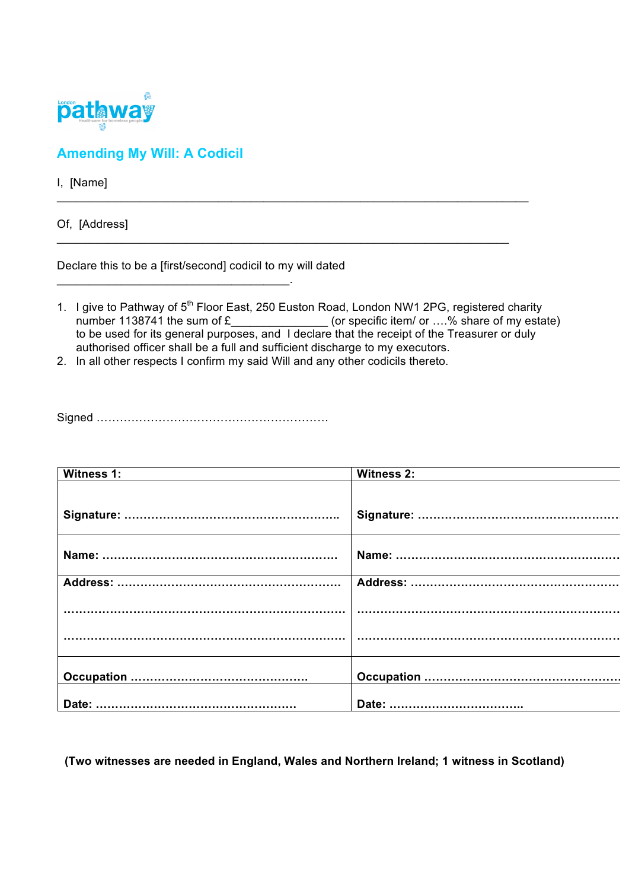London pathway Healthcare for homeless people

## Amending My Will: A Codicil

I, [Name] \_\_\_\_\_\_\_\_\_\_\_\_\_\_\_\_\_\_\_\_\_\_\_\_\_\_\_\_\_\_\_\_\_\_\_\_\_\_\_\_\_\_\_\_\_\_\_\_\_\_\_\_\_\_\_\_\_\_\_\_\_\_\_\_\_\_\_\_

Of, [Address] \_\_\_\_\_\_\_\_\_\_\_\_\_\_\_\_\_\_\_\_\_\_\_\_\_\_\_\_\_\_\_\_\_\_\_\_\_\_\_\_\_\_\_\_\_\_\_\_\_\_\_\_\_\_\_\_\_\_\_\_\_\_\_\_\_\_

Declare this to be a [first/second] codicil to my will dated \_\_\_\_\_\_\_\_\_\_\_\_\_\_\_\_\_\_\_\_\_\_\_\_\_\_\_\_\_\_\_\_\_\_\_.

1. I give to Pathway of 5th Floor East, 250 Euston Road, London NW1 2PG, registered charity number 1138741 the sum of £\_\_\_\_\_\_\_\_\_\_\_\_\_\_\_ (or specific item/ or ….% share of my estate) to be used for its general purposes, and I declare that the receipt of the Treasurer or duly authorised officer shall be a full and sufficient discharge to my executors.
2. In all other respects I confirm my said Will and any other codicils thereto.

Signed ……………………………………………………

| Witness 1: | Witness 2: |
|---|---|
| Signature: ……………………………………………… | Signature: ……………………………………………… |
| Name: ……………………………………………………… | Name: ……………………………………………………… |
| Address: ……………………………………………………<br>…………………………………………………………………<br>………………………………………………………………… | Address: ……………………………………………………<br>…………………………………………………………………<br>………………………………………………………………… |
| Occupation ……………………………………… | Occupation ……………………………………………… |
| Date: …………………………………………… | Date: ……………………………. |

**(Two witnesses are needed in England, Wales and Northern Ireland; 1 witness in Scotland)**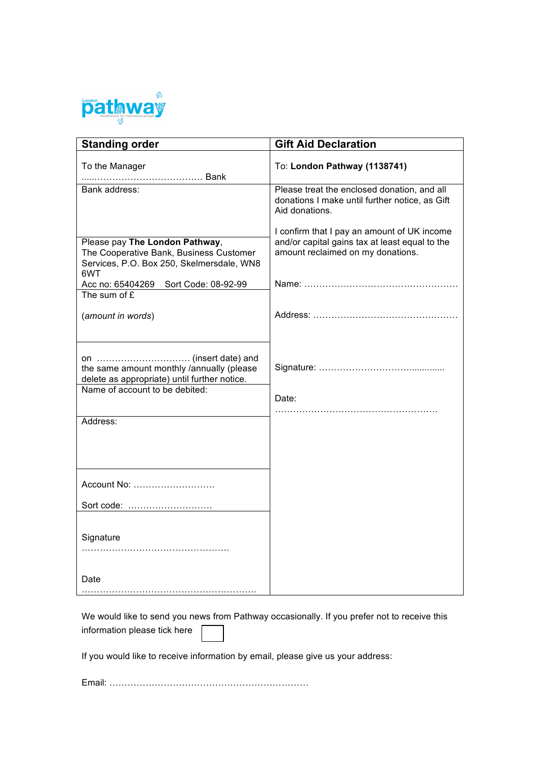London pathway Healthcare for homeless people

| Standing order | Gift Aid Declaration |
| --- | --- |
| To the Manager<br>....................................... Bank | To: **London Pathway (1138741)** |
| Bank address: | Please treat the enclosed donation, and all donations I make until further notice, as Gift Aid donations.<br><br>I confirm that I pay an amount of UK income and/or capital gains tax at least equal to the amount reclaimed on my donations. |
| Please pay **The London Pathway**,<br>The Cooperative Bank, Business Customer Services, P.O. Box 250, Skelmersdale, WN8 6WT<br>Acc no: 65404269 Sort Code: 08-92-99 | Name: ................................................. |
| The sum of £<br><br>(*amount in words*) | Address: .............................................. |
| on .............................. (insert date) and the same amount monthly /annually (please delete as appropriate) until further notice. | Signature: ......................................... |
| Name of account to be debited: | Date:<br>.................................................... |
| Address: | |
| Account No: ..........................<br><br>Sort code: ............................ | |
| Signature<br>................................................<br><br>Date<br>...................................................... | |

We would like to send you news from Pathway occasionally. If you prefer not to receive this information please tick here ☐

If you would like to receive information by email, please give us your address:

Email: ...............................................................